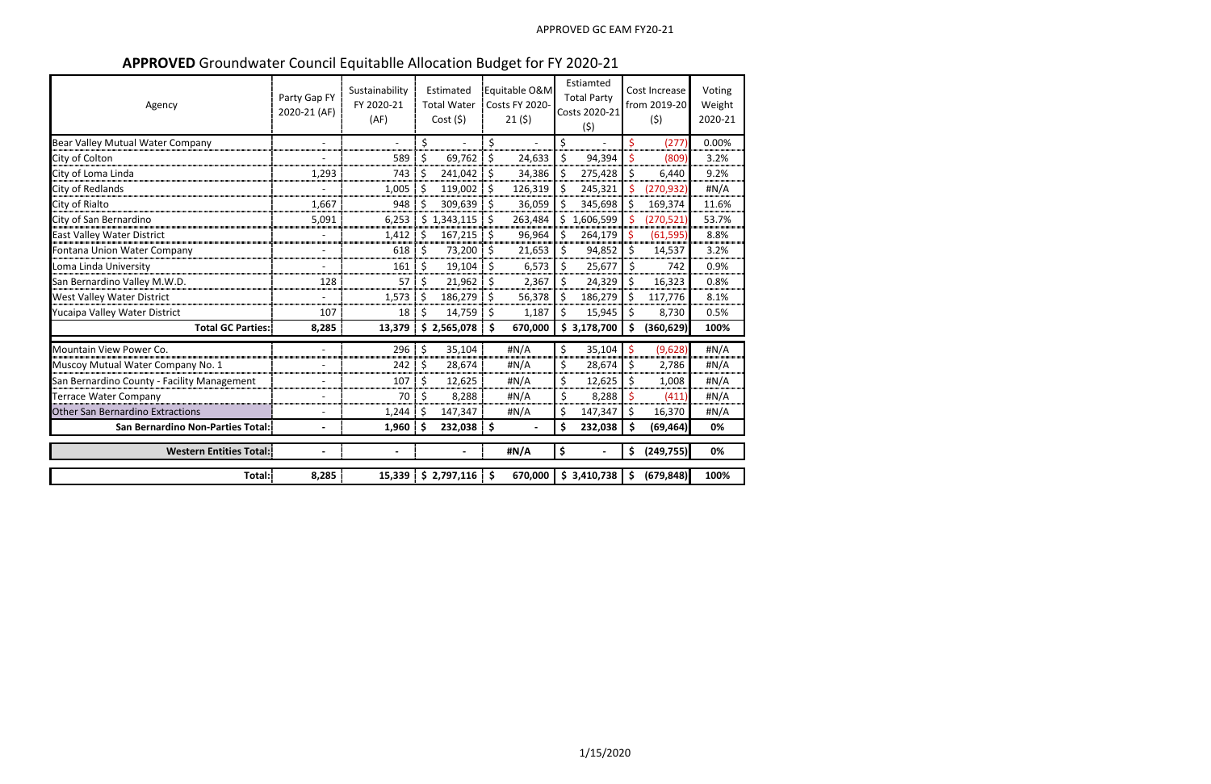# **APPROVED** Groundwater Council Equitablle Allocation Budget for FY 2020-21

| Agency | Party Gap FY 2020-21 (AF) | Sustainability FY 2020-21 (AF) | Estimated Total Water Cost ($) | Equitable O&M Costs FY 2020-21 ($) | Estiamted Total Party Costs 2020-21 ($) | Cost Increase from 2019-20 ($) | Voting Weight 2020-21 |
|---|---|---|---|---|---|---|---|
| Bear Valley Mutual Water Company | - | - | $ - | $ - | $ - | $ (277) | 0.00% |
| City of Colton | - | 589 | $ 69,762 | $ 24,633 | $ 94,394 | $ (809) | 3.2% |
| City of Loma Linda | 1,293 | 743 | $ 241,042 | $ 34,386 | $ 275,428 | $ 6,440 | 9.2% |
| City of Redlands | - | 1,005 | $ 119,002 | $ 126,319 | $ 245,321 | $ (270,932) | #N/A |
| City of Rialto | 1,667 | 948 | $ 309,639 | $ 36,059 | $ 345,698 | $ 169,374 | 11.6% |
| City of San Bernardino | 5,091 | 6,253 | $ 1,343,115 | $ 263,484 | $ 1,606,599 | $ (270,521) | 53.7% |
| East Valley Water District | - | 1,412 | $ 167,215 | $ 96,964 | $ 264,179 | $ (61,595) | 8.8% |
| Fontana Union Water Company | - | 618 | $ 73,200 | $ 21,653 | $ 94,852 | $ 14,537 | 3.2% |
| Loma Linda University | - | 161 | $ 19,104 | $ 6,573 | $ 25,677 | $ 742 | 0.9% |
| San Bernardino Valley M.W.D. | 128 | 57 | $ 21,962 | $ 2,367 | $ 24,329 | $ 16,323 | 0.8% |
| West Valley Water District | - | 1,573 | $ 186,279 | $ 56,378 | $ 186,279 | $ 117,776 | 8.1% |
| Yucaipa Valley Water District | 107 | 18 | $ 14,759 | $ 1,187 | $ 15,945 | $ 8,730 | 0.5% |
| **Total GC Parties:** | **8,285** | **13,379** | **$ 2,565,078** | **$ 670,000** | **$ 3,178,700** | **$ (360,629)** | **100%** |
| Mountain View Power Co. | - | 296 | $ 35,104 | #N/A | $ 35,104 | $ (9,628) | #N/A |
| Muscoy Mutual Water Company No. 1 | - | 242 | $ 28,674 | #N/A | $ 28,674 | $ 2,786 | #N/A |
| San Bernardino County - Facility Management | - | 107 | $ 12,625 | #N/A | $ 12,625 | $ 1,008 | #N/A |
| Terrace Water Company | - | 70 | $ 8,288 | #N/A | $ 8,288 | $ (411) | #N/A |
| Other San Bernardino Extractions | - | 1,244 | $ 147,347 | #N/A | $ 147,347 | $ 16,370 | #N/A |
| **San Bernardino Non-Parties Total:** | **-** | **1,960** | **$ 232,038** | **$ -** | **$ 232,038** | **$ (69,464)** | **0%** |
| **Western Entities Total:** | **-** | **-** | **-** | **#N/A** | **$ -** | **$ (249,755)** | **0%** |
| **Total:** | **8,285** | **15,339** | **$ 2,797,116** | **$ 670,000** | **$ 3,410,738** | **$ (679,848)** | **100%** |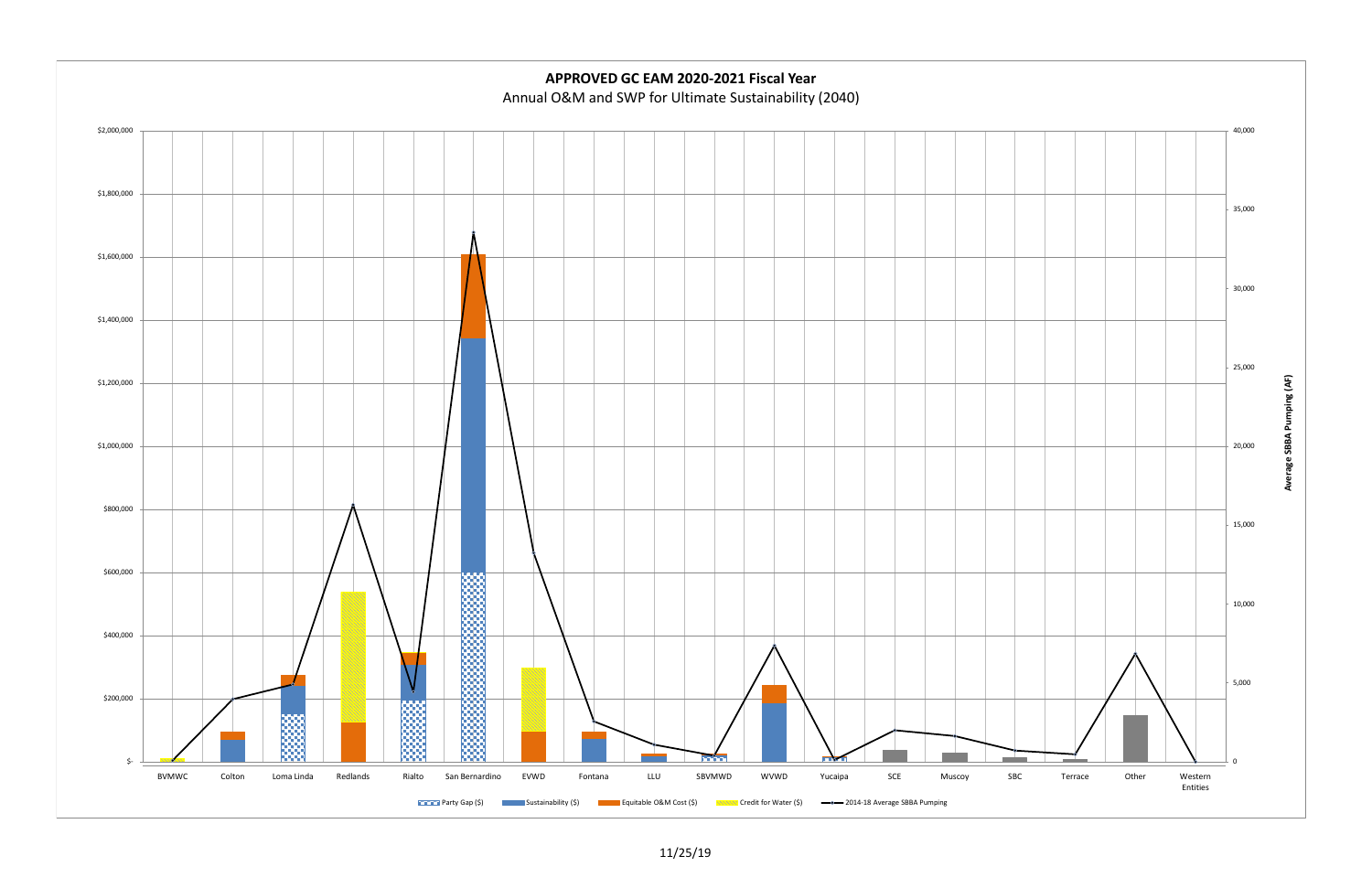**APPROVED GC EAM 2020-2021 Fiscal Year**

Annual O&M and SWP for Ultimate Sustainability (2040)

$2,000,000
$1,800,000
$1,600,000
$1,400,000
$1,200,000
$1,000,000
$800,000
$600,000
$400,000
$200,000
$-

40,000
35,000
30,000
25,000
20,000
15,000
10,000
5,000
0

**Average SBBA Pumping (AF)**

BVMWC | Colton | Loma Linda | Redlands | Rialto | San Bernardino | EVWD | Fontana | LLU | SBVMWD | WVWD | Yucaipa | SCE | Muscoy | SBC | Terrace | Other | Western Entities

Party Gap ($) | Sustainability ($) | Equitable O&M Cost ($) | Credit for Water ($) | 2014-18 Average SBBA Pumping

11/25/19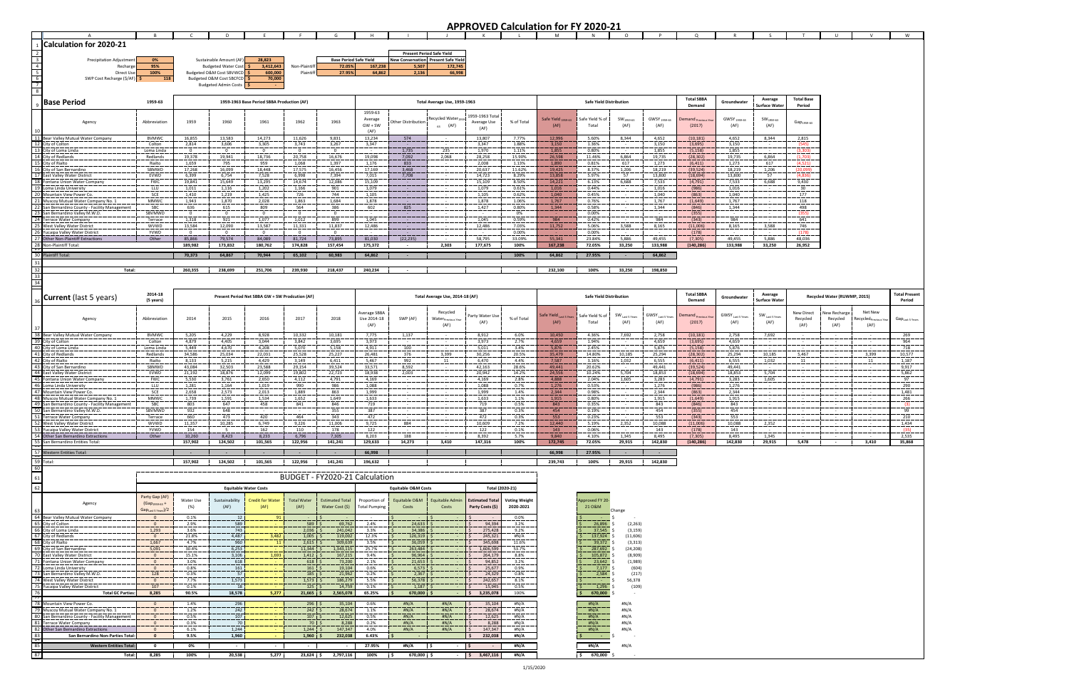# APPROVED Calculation for FY 2020-21

## Calculation for 2020-21

| | | | | | | | |
|---|---|---|---|---|---|---|---|
| Precipitation Adjustment | 0% | Sustainable Amount (AF) | 28,823 | | Base Period Safe Yield | | |
| Recharge | 95% | Budgeted Water Cost | $ 3,412,643 | Non-Plaintiff | 72.05% | 167,238 | |
| Direct Use | 100% | Budgeted O&M Cost SBVWCD | $ 600,000 | Plaintiff | 27.95% | 64,862 | |
| SWP Cost Recharge ($/AF) | $ 118 | Budgeted O&M Cost SBCFCD | $ 70,000 | | | | |
| | | Budgeted Admin Costs | $ - | | | | |

| Present Period Safe Yield | |
|---|---|
| New Conservation | Present Safe Yield |
| 5,507 | 172,745 |
| 2,136 | 66,998 |

## Base Period

| Agency | Abbreviation | 1959 | 1960 | 1961 | 1962 | 1963 | 1959-63 Average GW + SW (AF) | Other Distribution | Recycled Water (AF) | 1959-1963 Total Average Use (AF) | % of Total | Safe Yield 1959-63 (AF) | Safe Yield % of Total | SW 1959-63 (AF) | GWSY 1959-63 (AF) | Total SBBA Demand: Demand Previous Year (2017) | Groundwater: GWSY 1959-63 (AF) | Average Surface Water: SW 1959-63 (AF) | Total Base Period: Gap 1959-63 |
|---|---|---|---|---|---|---|---|---|---|---|---|---|---|---|---|---|---|---|---|
| Bear Valley Mutual Water Company | BVMWC | 16,855 | 13,583 | 14,273 | 11,626 | 9,831 | 13,234 | 574 | | 13,807 | 7.77% | 12,996 | 5.60% | 8,344 | 4,652 | (10,181) | 4,652 | 8,344 | 2,815 |
| City of Colton | Colton | 2,814 | 3,606 | 3,305 | 3,743 | 3,267 | 3,347 | | | 3,347 | 1.88% | 3,150 | 1.36% | | 3,150 | (3,695) | 3,150 | | (545) |
| City of Loma Linda | Loma Linda | 0 | 0 | 0 | 0 | 0 | | 1,735 | 235 | 1,970 | 1.11% | 1,855 | 0.80% | | 1,855 | (5,158) | 1,855 | | (3,303) |
| City of Redlands | Redlands | 19,578 | 19,941 | 18,736 | 20,758 | 16,676 | 19,098 | 7,092 | 2,068 | 28,258 | 15.90% | 26,598 | 11.46% | 6,864 | 19,735 | (28,302) | 19,735 | 6,864 | (1,703) |
| City of Rialto | Rialto | 1,659 | 795 | 959 | 1,068 | 1,397 | 1,176 | 833 | | 2,008 | 1.13% | 1,890 | 0.81% | 617 | 1,273 | (6,411) | 1,273 | 617 | (4,521) |
| City of San Bernardino | SBMWD | 17,268 | 16,099 | 18,448 | 17,575 | 16,456 | 17,169 | 3,468 | | 20,637 | 11.62% | 19,425 | 8.37% | 1,206 | 18,219 | (39,524) | 18,219 | 1,206 | (20,099) |
| East Valley Water District | EVWD | 6,359 | 6,754 | 7,528 | 6,998 | 7,304 | 7,015 | 7,708 | | 14,723 | 8.29% | 13,858 | 5.97% | 57 | 13,800 | (18,694) | 13,800 | 57 | (4,836) |
| Fontana Union Water Company | FWC | 19,841 | 15,649 | 13,295 | 14,674 | 12,086 | 15,109 | | | 15,109 | 8.50% | 14,221 | 6.13% | 6,688 | 7,533 | (4,791) | 7,533 | 6,688 | 9,430 |
| Loma Linda University | LLU | 1,011 | 1,116 | 1,302 | 1,166 | 801 | 1,079 | | | 1,079 | 0.61% | 1,016 | 0.44% | | 1,016 | (986) | 1,016 | | 30 |
| Mountain View Power Co. | SCE | 1,410 | 1,219 | 1,425 | 726 | 744 | 1,105 | | | 1,105 | 0.62% | 1,040 | 0.45% | | 1,040 | (863) | 1,040 | | 177 |
| Muscoy Mutual Water Company No. 1 | MMWC | 1,943 | 1,870 | 2,028 | 1,863 | 1,684 | 1,878 | | | 1,878 | 1.06% | 1,767 | 0.76% | | 1,767 | (1,649) | 1,767 | | 118 |
| San Bernardino County - Facility Management | SBC | 636 | 615 | 809 | 564 | 386 | 602 | 825 | | 1,427 | 0.80% | 1,344 | 0.58% | | 1,344 | (846) | 1,344 | | 498 |
| San Bernardino Valley M.W.D. | SBVMWD | 0 | 0 | 0 | 0 | 0 | | | | | 0% | | 0.00% | | | (355) | | | (355) |
| Terrace Water Company | Terrace | 1,318 | 921 | 1,077 | 1,017 | 898 | 1,045 | | | 1,045 | 0.59% | 984 | 0.42% | | 984 | (343) | 984 | | 641 |
| West Valley Water District | WVWD | 13,584 | 12,090 | 13,587 | 11,331 | 11,837 | 12,486 | | | 12,486 | 7.03% | 11,752 | 5.06% | 3,588 | 8,165 | (11,006) | 8,165 | 3,588 | 746 |
| Yucaipa Valley Water District | YVWD | 0 | 0 | 0 | 0 | 0 | | | | | 0.00% | | 0.00% | | | (178) | | | (178) |
| Other Non-Plaintiff Extractions | Other | 85,866 | 79,574 | 84,080 | 81,724 | 73,895 | 81,030 | (22,235) | | 58,795 | 33.09% | 55,341 | 23.84% | 5,886 | 49,455 | (7,305) | 49,455 | 5,886 | 48,036 |
| Non-Plaintiff Total: | | 189,982 | 173,832 | 180,762 | 174,828 | 157,454 | 175,372 | | 2,303 | 177,675 | 100% | 167,238 | 72.05% | 33,250 | 133,988 | (140,286) | 133,988 | 33,250 | 26,952 |
| Plaintiff Total: | | 70,373 | 64,867 | 70,944 | 65,102 | 60,983 | 64,862 | - | | | 100% | 64,862 | 27.95% | | 64,862 | | | | |
| Total: | | 260,355 | 238,699 | 251,706 | 239,930 | 218,437 | 240,234 | - | | - | | 232,100 | 100% | 33,250 | 198,850 | | | | |

## Current (last 5 years)

| Agency | Abbreviation | 2014 | 2015 | 2016 | 2017 | 2018 | Average SBBA Use 2014-18 (AF) | SWP (AF) | Recycled Water Previous Year (AF) | Party Water Use (AF) | % of Total | Safe Yield Last 5 Years (AF) | Safe Yield % of Total | SW Last 5 Years (AF) | GWSY Last 5 Years (AF) | Total SBBA Demand: Demand Previous Year (2017) | Groundwater: GWSY Last 5 Years (AF) | Average Surface Water: SW Last 5 Years (AF) | New Direct Recycled (AF) | New Recharge Recycled (AF) | Net New Recycled Previous Year (AF) | Total Present Period: Gap Last 5 Years |
|---|---|---|---|---|---|---|---|---|---|---|---|---|---|---|---|---|---|---|---|---|---|---|
| Bear Valley Mutual Water Company | BVMWC | 5,205 | 4,229 | 8,928 | 10,332 | 10,181 | 7,775 | 1,137 | | 8,912 | 6.0% | 10,450 | 4.36% | 7,692 | 2,758 | (10,181) | 2,758 | 7,692 | | | | 269 |
| City of Colton | Colton | 4,879 | 4,405 | 3,044 | 3,842 | 3,695 | 3,973 | | | 3,973 | 2.7% | 4,659 | 1.94% | | 4,659 | (3,695) | 4,659 | | | | | 964 |
| City of Loma Linda | Loma Linda | 5,449 | 4,670 | 4,208 | 5,070 | 5,158 | 4,911 | 100 | | 5,011 | 3.4% | 5,876 | 2.45% | | 5,876 | (5,158) | 5,876 | | | | | 718 |
| City of Redlands | Redlands | 34,586 | 25,034 | 22,051 | 25,528 | 25,227 | 26,481 | 370 | 3,399 | 30,250 | 20.5% | 35,479 | 14.80% | 10,185 | 25,294 | (28,302) | 25,294 | 10,185 | 3,467 | | 3,399 | 10,577 |
| City of Rialto | Rialto | 8,133 | 5,215 | 4,429 | 3,149 | 6,411 | 5,467 | 992 | 11 | 6,470 | 4.4% | 7,587 | 3.16% | 1,032 | 6,555 | (6,411) | 6,555 | 1,032 | 11 | | 11 | 1,187 |
| City of San Bernardino | SBMWD | 43,084 | 32,503 | 23,588 | 29,154 | 39,524 | 33,571 | 8,592 | | 42,163 | 28.6% | 49,441 | 20.62% | | 49,441 | (39,524) | 49,441 | | | | | 9,917 |
| East Valley Water District | EVWD | 21,192 | 18,876 | 12,099 | 19,802 | 22,724 | 18,938 | 2,003 | | 20,942 | 14.2% | 24,556 | 10.24% | 5,704 | 18,853 | (18,694) | 18,853 | 5,704 | | | | 5,862 |
| Fontana Union Water Company | FWC | 5,550 | 3,761 | 2,650 | 4,112 | 4,791 | 4,169 | | | 4,169 | 2.8% | 4,888 | 2.04% | 1,605 | 3,283 | (4,791) | 3,283 | 1,605 | | | | 97 |
| Loma Linda University | LLU | 1,261 | 1,164 | 1,019 | 980 | 986 | 1,068 | | | 1,068 | 0.7% | 1,276 | 0.53% | | 1,276 | (986) | 1,276 | | | | | 290 |
| Mountain View Power Co. | SCE | 2,658 | 2,573 | 2,013 | 1,889 | 863 | 1,999 | | | 1,999 | 1.4% | 2,344 | 0.98% | | 2,344 | (863) | 2,344 | | | | | 1,481 |
| Muscoy Mutual Water Company No. 1 | MMWC | 1,739 | 1,591 | 1,534 | 1,652 | 1,649 | 1,633 | | | 1,633 | 1.1% | 1,915 | 0.80% | | 1,915 | (1,649) | 1,915 | | | | | 266 |
| San Bernardino County - Facility Management | SBC | 803 | 647 | 458 | 841 | 846 | 719 | | | 719 | 0.5% | 843 | 0.35% | | 843 | (846) | 843 | | | | | (3) |
| San Bernardino Valley M.W.D. | SBVMWD | 932 | 648 | | | 355 | 387 | | | 387 | 0.3% | 454 | 0.19% | | 454 | (355) | 454 | | | | | 99 |
| Terrace Water Company | Terrace | 660 | 473 | 420 | 464 | 343 | 472 | | | 472 | 0.3% | 553 | 0.23% | | 553 | (343) | 553 | | | | | 210 |
| West Valley Water District | WVWD | 11,357 | 10,285 | 6,749 | 9,226 | 11,006 | 9,725 | 884 | | 10,609 | 7.2% | 12,440 | 5.19% | 2,352 | 10,088 | (11,006) | 10,088 | 2,352 | | | | 1,434 |
| Yucaipa Valley Water District | YVWD | 154 | 5 | 162 | 110 | 178 | 122 | | | 122 | 0.1% | 143 | 0.06% | | 143 | (178) | 143 | | | | | (35) |
| Other San Bernardino Extractions | Other | 10,260 | 8,423 | 8,233 | 6,796 | 7,305 | 8,203 | 188 | | 8,392 | 5.7% | 9,840 | 4.10% | 1,345 | 8,495 | (7,305) | 8,495 | 1,345 | | | | 2,535 |
| San Bernardino Entities Total: | | 157,902 | 124,502 | 101,565 | 122,956 | 141,241 | 129,633 | 14,273 | 3,410 | 147,316 | 100% | 172,745 | 72.05% | 29,915 | 142,830 | (140,286) | 142,830 | 29,915 | 5,478 | - | 3,410 | 35,868 |
| Western Entities Total: | | - | - | - | - | - | 66,998 | | | | | 66,998 | 27.95% | | - | | | | | | | |
| Total: | | 157,902 | 124,502 | 101,565 | 122,956 | 141,241 | 196,632 | | | | | 239,743 | 100% | 29,915 | 142,830 | | | | | | | |

## BUDGET - FY2020-21 Calculation

| Agency | Party Gap (AF) (Gap 1959-63 + Gap Last 5 Years)/2 | Water Use (%) | Equitable Water Costs: Sustainability (AF) | Credit for Water (AF) | Total Water (AF) | Estimated Total Water Cost ($) | Proportion of Total Pumping | Equitable O&M Costs: Equitable O&M Costs | Equitable Admin Costs | Total (2020-21): Estimated Total Party Costs ($) | Voting Weight 2020-2021 | Approved FY 20-21 O&M | Change |
|---|---|---|---|---|---|---|---|---|---|---|---|---|---|
| Bear Valley Mutual Water Company | | 0.1% | 12 | 91 | - | $ - | | $ - | $ - | $ - | 0.0% | $ - | $ - |
| City of Colton | 0 | 2.9% | 589 | - | 589 | $ 69,762 | 2.4% | $ 24,632 | $ - | $ 94,394 | 3.2% | $ 26,896 | $ (2,263) |
| City of Loma Linda | 1,293 | 3.6% | 743 | - | 2,036 | $ 241,042 | 3.3% | $ 34,386 | $ - | $ 275,428 | 9.2% | $ 37,545 | $ (3,159) |
| City of Redlands | 0 | 21.8% | 4,487 | 3,482 | 1,005 | $ 119,002 | 12.3% | $ 126,319 | $ - | $ 245,321 | #N/A | $ 137,924 | $ (11,606) |
| City of Rialto | 1,667 | 4.7% | 960 | 11 | 2,615 | $ 309,636 | 3.5% | $ 36,059 | $ - | $ 345,696 | 11.6% | $ 39,373 | $ (3,313) |
| City of San Bernardino | 5,091 | 30.4% | 6,253 | - | 11,344 | $ 1,343,315 | 25.7% | $ 263,469 | $ - | $ 1,606,784 | 53.7% | $ 287,693 | $ (24,208) |
| East Valley Water District | 0 | 15.1% | 3,106 | 1,693 | 1,412 | $ 167,215 | 9.4% | $ 96,964 | $ - | $ 264,179 | 8.8% | $ 105,872 | $ (8,909) |
| Fontana Union Water Company | 0 | 3.0% | 618 | - | 618 | $ 73,200 | 2.1% | $ 21,653 | $ - | $ 94,852 | 3.2% | $ 23,642 | $ (1,989) |
| Loma Linda University | 0 | 0.8% | 161 | - | 161 | $ 19,104 | 0.6% | $ 6,573 | $ - | $ 25,677 | 0.9% | $ 7,177 | $ (604) |
| San Bernardino Valley M.W.D. | 128 | 0.3% | 57 | - | 185 | $ 21,962 | 0.2% | $ 2,367 | $ - | $ 24,329 | 0.8% | $ 2,584 | $ (217) |
| West Valley Water District | 0 | 7.7% | 1,573 | - | 1,573 | $ 186,279 | 5.5% | $ 56,378 | $ - | $ 242,657 | 8.1% | | $ 56,378 |
| Yucaipa Valley Water District | 107 | 0.1% | 18 | - | 125 | $ 14,759 | 0.1% | $ 1,187 | $ - | $ 15,945 | 0.5% | $ 1,296 | $ (109) |
| Total GC Parties: | 8,285 | 90.5% | 18,578 | 5,277 | 21,665 | $ 2,565,078 | 65.25% | $ 670,000 | $ - | $ 3,235,078 | 100% | $ 670,000 | $ - |
| Mountain View Power Co. | 0 | 1.4% | 296 | - | 296 | $ 35,104 | 0.6% | #N/A | #N/A | $ 35,104 | #N/A | #N/A | #N/A |
| Muscoy Mutual Water Company No. 1 | 0 | 1.2% | 242 | - | 242 | $ 28,674 | 1.1% | #N/A | #N/A | $ 28,674 | #N/A | #N/A | #N/A |
| San Bernardino County - Facility Management | 0 | 0.5% | 107 | - | 107 | $ 12,625 | 0.5% | #N/A | #N/A | $ 12,625 | #N/A | #N/A | #N/A |
| Terrace Water Company | 0 | 0.3% | 70 | - | 70 | $ 8,288 | 0.3% | #N/A | #N/A | $ 8,288 | #N/A | #N/A | #N/A |
| Other San Bernardino Extractions | 0 | 6.1% | 1,244 | - | 1,244 | $ 147,347 | 4.0% | #N/A | #N/A | $ 147,347 | #N/A | #N/A | #N/A |
| San Bernardino Non-Parties Total: | 0 | 9.5% | 1,960 | - | 1,960 | $ 232,038 | 6.43% | $ - | $ - | $ 232,038 | #N/A | $ - | $ - |
| Western Entities Total: | 0 | 0% | | - | - | - | 27.95% | #N/A | $ - | $ - | #N/A | #N/A | #N/A |
| Total: | 8,285 | 100% | 20,538 | 5,277 | 23,624 | $ 2,797,116 | 100% | $ 670,000 | $ - | $ 3,467,116 | #N/A | $ 670,000 | $ - |

1/15/2020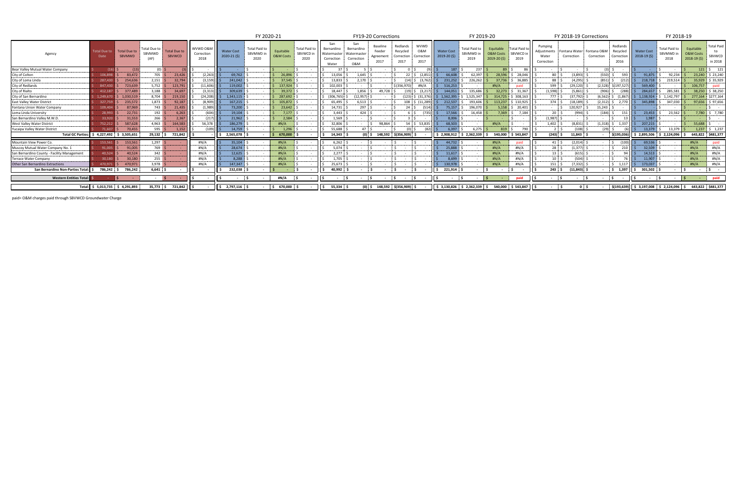| Agency | Total Due to Date | Total Due to SBVMWD | Total Due to SBVMWD (AF) | Total Due to SBVWCD | WVWD O&M Correction 2018 | FY 2020-21 | | | | FY19-20 Corrections | | | | | FY 2019-20 | | | | FY 2018-19 Corrections | | | | FY 2018-19 | | | |
|---|---|---|---|---|---|---|---|---|---|---|---|---|---|---|---|---|---|---|---|---|---|---|---|---|---|---|
| | | | | | | Water Cost 2020-21 ($) | Total Paid to SBVMWD in 2020 | Equitable O&M Costs | Total Paid to SBVWCD in 2020 | San Bernardino Watermaster Correction Water | San Bernardino Watermaster Correction O&M | Baseline Feeder Agreement 2017 | Redlands Recycled Correction 2017 | WVWD O&M Correction 2017 | Water Cost 2019-20 ($) | Total Paid to SBVMWD in 2019 | Equitable O&M Costs 2019-20 ($) | Total Paid to SBVWCD in 2019 | Pumping Adjustments Water Correction | Fontana Water Correction | Fontana O&M Correction | Redlands Recycled Correction 2016 | Water Cost 2018-19 ($) | Total Paid to SBVMWD in 2018 | Equitable O&M Costs 2018-19 ($) | Total Paid to SBVWCD in 2018 |
| Bear Valley Mutual Water Company | (13) | (13) | (0) | (3) | - | - | | - | | 37 | 5 | - | 0 | (9) | 187 | 237 | 89 | 86 | - | - | (3) | - | - | - | 121 | 121 |
| City of Colton | 106,898 | 83,472 | 705 | 23,426 | (2,263) | 69,762 | | 26,896 | | 13,056 | 1,645 | - | 22 | (2,851) | 66,608 | 62,397 | 28,596 | 28,046 | 80 | (3,893) | (550) | 593 | 91,875 | 92,234 | 23,240 | 23,240 |
| City of Loma Linda | 287,430 | 254,636 | 2,151 | 32,794 | (3,159) | 241,042 | | 37,545 | | 13,833 | 2,170 | - | (14) | (3,762) | 231,252 | 226,262 | 37,736 | 36,885 | 88 | (4,295) | (851) | (212) | 218,718 | 219,514 | 35,929 | 35,929 |
| City of Redlands | 847,430 | 723,639 | 5,752 | 123,791 | (11,606) | 119,002 | | 137,924 | | 102,003 | | | (356,970) | #N/A | 516,253 | | #N/A | paid | 599 | (29,120) | (2,528) | (197,527) | 569,400 | | 106,757 | paid |
| City of Rialto | 412,187 | 377,489 | 3,188 | 34,697 | (3,313) | 309,639 | | 39,372 | | 18,447 | 1,856 | 49,728 | (19) | (3,217) | 144,051 | 135,686 | 32,273 | 31,367 | (1,598) | (5,861) | (906) | (288) | 284,657 | 285,581 | 38,250 | 38,250 |
| City of San Bernardino | 1,249,670 | 1,030,519 | 8,704 | 219,150 | (24,208) | 1,343,115 | | 287,692 | | (306,765) | (12,957) | | (123) | (31,376) | 1,562,395 | 1,525,347 | 314,725 | 308,163 | 777 | (37,792) | (6,562) | (1,867) | 1,138,924 | 1,142,797 | 277,164 | 277,164 |
| East Valley Water District | 327,759 | 235,572 | 1,873 | 92,187 | (8,909) | 167,215 | | 105,872 | | 65,495 | 6,513 | | 108 | (11,289) | 212,537 | 193,606 | 113,237 | 110,925 | 374 | (18,189) | (2,312) | 2,770 | 345,898 | 347,030 | 97,656 | 97,656 |
| Fontana Union Water Company | 109,404 | 87,969 | 743 | 21,435 | (1,989) | 73,200 | | 23,642 | | 14,731 | 297 | | 24 | (514) | 75,157 | 196,070 | 5,158 | 20,401 | | 120,927 | 15,243 | | | | | |
| Loma Linda University | 28,993 | 22,731 | 192 | 6,263 | (604) | 19,104 | | 7,177 | | 3,443 | 424 | | 6 | (735) | 17,566 | 16,458 | 7,369 | 7,184 | 20 | (994) | (184) | 151 | 23,453 | 23,562 | 7,780 | 7,780 |
| San Bernardino Valley M.W.D. | 33,920 | 31,553 | 266 | 2,367 | (217) | 21,962 | | 2,584 | | 1,569 | | | 3 | | 8,006 | | | | (1,987) | | | 13 | 1,987 | | | |
| West Valley Water District | 752,212 | 587,628 | 4,963 | 164,583 | 56,378 | 186,279 | | #N/A | | 32,806 | | 98,864 | 54 | 53,835 | 68,503 | | #N/A | | 1,402 | (8,831) | (1,318) | 1,337 | 207,215 | | 55,688 | |
| Yucaipa Valley Water District | 71,607 | 70,455 | 595 | 1,152 | (109) | 14,759 | | 1,296 | | 55,688 | 47 | | (0) | (82) | 6,397 | 6,275 | 819 | 790 | 2 | (108) | (29) | (6) | 13,379 | 13,379 | 1,237 | 1,237 |
| **Total GC Parties:** | $ 4,227,492 | $ 3,505,651 | 29,132 | $ 721,842 | $ - | $ 2,565,078 | $ - | $ 670,000 | $ - | $ 14,343 | $ (0) | $ 148,592 | $ (356,909) | $ - | $ 2,908,912 | $ 2,362,339 | $ 540,000 | $ 543,847 | (243) | $ 11,843 | $ - | $ (195,036) | $ 2,895,506 | $ 2,124,096 | $ 643,822 | $ 481,377 |
| Mountain View Power Co. | 153,561 | 153,561 | 1,297 | | #N/A | 35,104 | | #N/A | | 6,262 | | | | | 44,732 | | #N/A | paid | 41 | (2,014) | | (100) | 69,536 | | #N/A | paid |
| Muscoy Mutual Water Company No. 1 | 91,005 | 91,005 | 769 | | #N/A | 28,674 | | #N/A | | 5,074 | | | | | 25,888 | | #N/A | #N/A | 28 | (1,377) | | 210 | 32,509 | | #N/A | #N/A |
| San Bernardino County - Facility Management | 40,524 | 40,524 | 342 | | #N/A | 12,625 | | #N/A | | 2,277 | | | | | 11,617 | | #N/A | #N/A | 13 | (615) | | 94 | 14,513 | | #N/A | #N/A |
| Terrace Water Company | 30,180 | 30,180 | 255 | | #N/A | 8,288 | | #N/A | | 1,705 | | | | | 8,699 | | #N/A | #N/A | 10 | (504) | | 76 | 11,907 | | #N/A | #N/A |
| Other San Bernardino Extractions | 470,971 | 470,971 | 3,978 | | #N/A | 147,347 | | #N/A | | 25,673 | | | | | 130,978 | | #N/A | #N/A | 151 | (7,332) | | 1,117 | 173,037 | | #N/A | #N/A |
| **San Bernardino Non-Parties Total:** | $ 786,242 | $ 786,242 | 6,641 | $ - | $ - | $ 232,038 | $ - | $ - | $ - | $ 40,992 | - | - | - | - | $ 221,914 | - | - | - | 243 | (11,843) | - | $ 1,397 | $ 301,502 | - | - | - |
| **Western Entities Total:** | $ - | $ - | - | $ - | $ - | $ - | $ - | #N/A | $ - | $ - | - | - | - | - | $ - | $ - | $ - | paid | - | - | - | $ - | $ - | $ - | $ - | paid |
| **Total:** | $ 5,013,735 | $ 4,291,893 | 35,773 | $ 721,842 | $ - | $ 2,797,116 | $ - | $ 670,000 | $ - | $ 55,334 | $ (0) | $ 148,592 | $ (356,909) | $ - | $ 3,130,826 | $ 2,362,339 | $ 540,000 | $ 543,847 | - | 0 | - | $ (193,639) | $ 3,197,008 | $ 2,124,096 | $ 643,822 | $ 481,377 |

paid= O&M charges paid through SBVWCD Groundwater Charge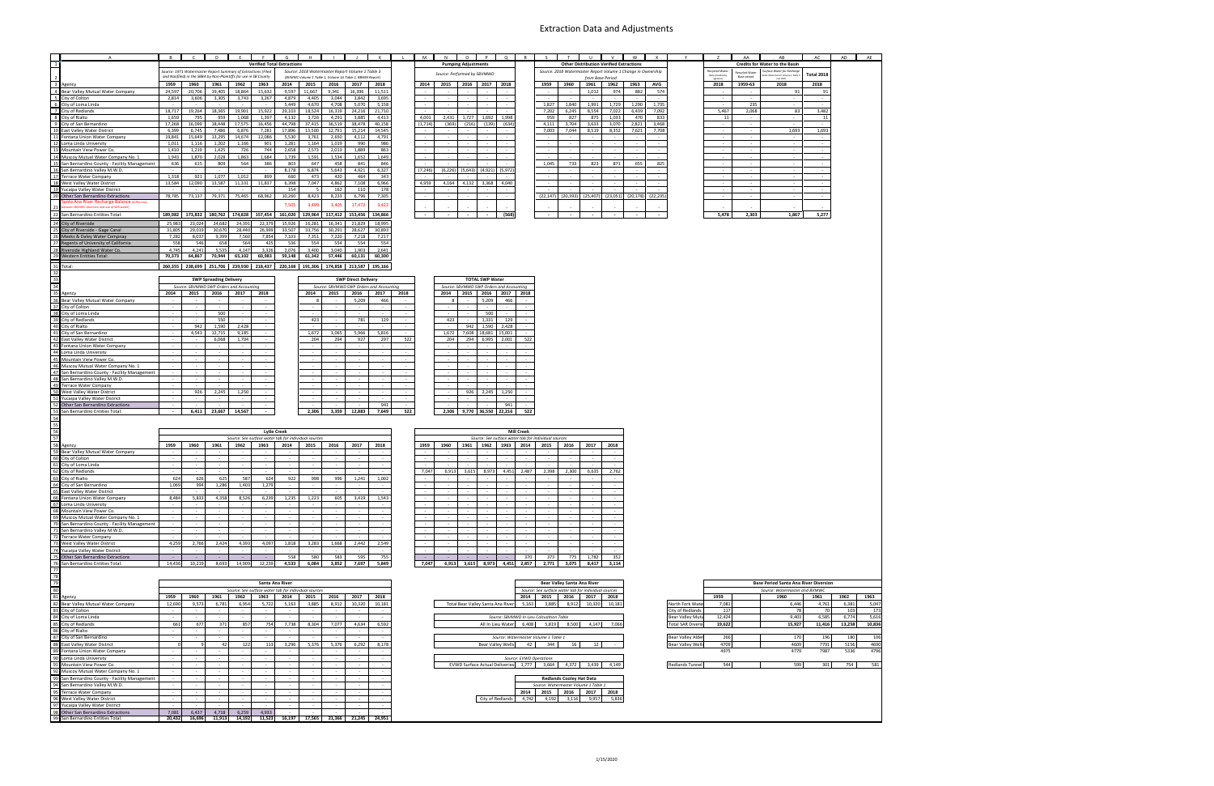# Extraction Data and Adjustments

| Agency | Verified Total Extractions | | | | | | | | | | Pumping Adjustments | | | | | Other Distribution Verified Extractions | | | | | | Credits for Water to the Basin | | | |
|---|---|---|---|---|---|---|---|---|---|---|---|---|---|---|---|---|---|---|---|---|---|---|---|---|---|
| | Source: 1971 Watermaster Report Summary of Extractions (Filed and Recalled) in the SBBA by Non-Plaintiffs for use in SB County | | | | | Source: 2018 Watermaster Report Volume 1 Table 3 | | | | | Source: Performed by SBVMWD | | | | | Source: 2018 Watermaster Report Volume 1 Change in Ownership from Base Period | | | | | | Recycled Water | Recycled Water Base period | Surface Water for Recharge | Total 2018 |
| | 1959 | 1960 | 1961 | 1962 | 1963 | 2014 | 2015 | 2016 | 2017 | 2018 | 2014 | 2015 | 2016 | 2017 | 2018 | 1959 | 1960 | 1961 | 1962 | 1963 | AVG | 2018 | 1959-63 | 2018 | 2018 |
| Bear Valley Mutual Water Company | 24,597 | 20,706 | 19,405 | 18,864 | 15,632 | 9,597 | 11,667 | 9,341 | 16,398 | 11,511 | - | - | - | - | - | - | - | 1,012 | 974 | 882 | 574 | - | - | 91 | 91 |
| City of Colton | 2,814 | 3,606 | 3,305 | 3,743 | 3,267 | 4,879 | 4,405 | 3,044 | 3,842 | 3,695 | - | - | - | - | - | - | - | - | - | - | - | - | - | - | - |
| City of Loma Linda | | | | | | 5,449 | 4,670 | 4,708 | 5,070 | 5,158 | - | - | - | - | - | 1,827 | 1,840 | 1,991 | 1,729 | 1,290 | 1,735 | - | 235 | - | - |
| City of Redlands | 18,717 | 19,264 | 18,365 | 19,901 | 15,922 | 20,103 | 18,524 | 16,319 | 24,216 | 21,710 | - | - | - | - | - | 7,202 | 6,245 | 8,554 | 7,022 | 6,439 | 7,092 | 5,467 | 2,068 | 83 | 3,482 |
| City of Rialto | 1,659 | 795 | 959 | 1,068 | 1,397 | 4,132 | 3,726 | 4,291 | 3,885 | 4,413 | 4,001 | 2,431 | 1,727 | 1,692 | 1,998 | 959 | 827 | 875 | 1,033 | 470 | 833 | 11 | - | - | 11 |
| City of San Bernardino | 17,268 | 16,099 | 18,448 | 17,575 | 16,456 | 44,798 | 37,435 | 36,519 | 38,478 | 40,158 | (1,714) | (369) | (216) | (139) | (634) | 4,111 | 3,704 | 3,633 | 3,070 | 2,821 | 3,468 | - | - | - | - |
| East Valley Water District | 6,399 | 6,745 | 7,486 | 6,876 | 7,281 | 17,896 | 13,500 | 12,791 | 15,214 | 14,545 | - | - | - | - | - | 7,003 | 7,044 | 8,519 | 8,352 | 7,621 | 7,708 | - | - | 1,693 | 1,693 |
| Fontana Union Water Company | 19,841 | 15,649 | 11,295 | 14,674 | 12,086 | 5,530 | 3,761 | 2,650 | 4,112 | 4,791 | - | - | - | - | - | - | - | - | - | - | - | - | - | - | - |
| Loma Linda University | 1,011 | 1,116 | 1,202 | 1,166 | 901 | 1,281 | 1,164 | 1,019 | 990 | 986 | - | - | - | - | - | - | - | - | - | - | - | - | - | - | - |
| Mountain View Power Co. | 1,410 | 1,219 | 1,425 | 726 | 744 | 2,658 | 2,573 | 2,013 | 1,889 | 863 | - | - | - | - | - | - | - | - | - | - | - | - | - | - | - |
| Muscoy Mutual Water Company No. 1 | 1,943 | 1,870 | 2,028 | 1,863 | 1,684 | 1,739 | 1,591 | 1,534 | 1,652 | 1,649 | - | - | - | - | - | - | - | - | - | - | - | - | - | - | - |
| San Bernardino County - Facility Management | 636 | 615 | 809 | 564 | 386 | 803 | 647 | 458 | 841 | 846 | - | - | - | - | - | 1,045 | 733 | 823 | 871 | 655 | 825 | - | - | - | - |
| San Bernardino Valley M.W.D. | | | | | | 8,178 | 6,874 | 5,643 | 4,921 | 6,327 | (7,246) | (6,226) | (5,643) | (4,921) | (5,972) | - | - | - | - | - | - | - | - | - | - |
| Terrace Water Company | 1,318 | 921 | 1,077 | 1,012 | 899 | 660 | 473 | 420 | 464 | 343 | - | - | - | - | - | - | - | - | - | - | - | - | - | - | - |
| West Valley Water District | 13,584 | 12,090 | 13,587 | 11,331 | 11,837 | 6,398 | 7,047 | 4,862 | 7,108 | 6,966 | 4,959 | 4,164 | 4,132 | 3,368 | 4,040 | - | - | - | - | - | - | - | - | - | - |
| Yucaipa Valley Water District | | | | | | 154 | 5 | 162 | 110 | 178 | - | - | - | - | - | - | - | - | - | - | - | - | - | - | - |
| Other San Bernardino Extractions | 78,785 | 73,137 | 79,371 | 75,465 | 68,962 | 10,260 | 8,423 | 8,233 | 6,796 | 7,305 | - | - | - | - | - | (22,147) | (20,393) | (25,407) | (23,051) | (20,178) | (22,235) | - | - | - | - |
| Santa Ana River Recharge Balance | | | | | | 7,505 | 3,499 | 3,405 | 12,472 | 3,422 | - | - | - | - | - | - | - | - | - | - | - | - | - | - | - |
| San Bernardino Entities Total: | 189,982 | 173,832 | 180,762 | 174,828 | 157,454 | 161,020 | 129,964 | 117,412 | 153,456 | 134,866 | - | - | - | - | (568) | - | - | - | - | - | - | 5,478 | 2,303 | 1,867 | 5,277 |
| City of Riverside | 25,983 | 23,024 | 24,682 | 24,391 | 22,379 | 15,926 | 16,281 | 16,341 | 21,829 | 18,995 | | | | | | | | | | | | | | | |
| City of Riverside - Gage Canal | 31,805 | 29,019 | 30,670 | 28,440 | 26,999 | 33,507 | 33,756 | 30,291 | 28,627 | 30,893 | | | | | | | | | | | | | | | |
| Meeks & Daley Water Company | 7,282 | 8,037 | 9,399 | 7,560 | 7,854 | 7,103 | 7,351 | 7,220 | 7,218 | 7,217 | | | | | | | | | | | | | | | |
| Regents of University of California | 558 | 546 | 658 | 564 | 425 | 536 | 554 | 554 | 554 | 554 | | | | | | | | | | | | | | | |
| Riverside Highland Water Co. | 4,745 | 4,241 | 5,535 | 4,147 | 3,326 | 2,070 | 3,400 | 3,040 | 1,903 | 2,641 | | | | | | | | | | | | | | | |
| Western Entities Total: | 70,373 | 64,867 | 70,944 | 65,102 | 60,983 | 59,148 | 61,342 | 57,446 | 60,131 | 60,300 | | | | | | | | | | | | | | | |
| Total: | 260,355 | 238,699 | 251,706 | 239,930 | 218,437 | 220,168 | 191,306 | 174,858 | 213,587 | 195,166 | | | | | | | | | | | | | | | |

| Agency | SWP Spreading Delivery | | | | | SWP Direct Delivery | | | | | TOTAL SWP Water | | | | |
|---|---|---|---|---|---|---|---|---|---|---|---|---|---|---|---|
| | Source: SBVMWD SWP Orders and Accounting | | | | | Source: SBVMWD SWP Orders and Accounting | | | | | Source: SBVMWD SWP Orders and Accounting | | | | |
| | 2014 | 2015 | 2016 | 2017 | 2018 | 2014 | 2015 | 2016 | 2017 | 2018 | 2014 | 2015 | 2016 | 2017 | 2018 |
| Bear Valley Mutual Water Company | - | - | - | - | - | 8 | - | 5,209 | 466 | - | 8 | - | 5,209 | 466 | - |
| City of Colton | - | - | - | - | - | - | - | - | - | - | - | - | - | - | - |
| City of Loma Linda | - | - | 500 | - | - | - | - | - | - | - | - | - | 500 | - | - |
| City of Redlands | - | - | 550 | - | - | 423 | - | 781 | 129 | - | 423 | - | 1,331 | 129 | - |
| City of Rialto | - | 942 | 1,590 | 2,428 | - | - | - | - | - | - | - | 942 | 1,590 | 2,428 | - |
| City of San Bernardino | - | 4,543 | 12,715 | 9,185 | - | 1,672 | 3,065 | 5,966 | 5,816 | - | 1,672 | 7,608 | 18,681 | 15,001 | - |
| East Valley Water District | - | - | 6,068 | 1,704 | - | 204 | 294 | 927 | 297 | 522 | 204 | 294 | 6,995 | 2,001 | 522 |
| Fontana Union Water Company | - | - | - | - | - | - | - | - | - | - | - | - | - | - | - |
| Loma Linda University | - | - | - | - | - | - | - | - | - | - | - | - | - | - | - |
| Mountain View Power Co. | - | - | - | - | - | - | - | - | - | - | - | - | - | - | - |
| Muscoy Mutual Water Company No. 1 | - | - | - | - | - | - | - | - | - | - | - | - | - | - | - |
| San Bernardino County - Facility Management | - | - | - | - | - | - | - | - | - | - | - | - | - | - | - |
| San Bernardino Valley M.W.D. | - | - | - | - | - | - | - | - | - | - | - | - | - | - | - |
| Terrace Water Company | - | - | - | - | - | - | - | - | - | - | - | - | - | - | - |
| West Valley Water District | - | 926 | 2,245 | 1,250 | - | - | - | - | - | - | - | 926 | 2,245 | 1,250 | - |
| Yucaipa Valley Water District | - | - | - | - | - | - | - | - | - | - | - | - | - | - | - |
| Other San Bernardino Extractions | - | - | - | - | - | - | - | - | 941 | - | - | - | - | 941 | - |
| San Bernardino Entities Total: | - | 6,411 | 23,667 | 14,567 | - | 2,306 | 3,359 | 12,883 | 7,649 | 522 | 2,306 | 9,770 | 36,550 | 22,216 | 522 |

| Agency | Lytle Creek | | | | | | | | | | Mill Creek | | | | | | | | | |
|---|---|---|---|---|---|---|---|---|---|---|---|---|---|---|---|---|---|---|---|---|
| | Source: See surface water tab for individual sources | | | | | | | | | | Source: See surface water tab for individual sources | | | | | | | | | |
| | 1959 | 1960 | 1961 | 1962 | 1963 | 2014 | 2015 | 2016 | 2017 | 2018 | 1959 | 1960 | 1961 | 1962 | 1963 | 2014 | 2015 | 2016 | 2017 | 2018 |
| Bear Valley Mutual Water Company | - | - | - | - | - | - | - | - | - | - | - | - | - | - | - | - | - | - | - | - |
| City of Colton | - | - | - | - | - | - | - | - | - | - | - | - | - | - | - | - | - | - | - | - |
| City of Loma Linda | - | - | - | - | - | - | - | - | - | - | - | - | - | - | - | - | - | - | - | - |
| City of Redlands | - | - | - | - | - | - | - | - | - | - | 7,047 | 6,913 | 3,615 | 8,973 | 4,451 | 2,487 | 2,398 | 2,300 | 6,635 | 2,762 |
| City of Rialto | 624 | 626 | 625 | 587 | 624 | 922 | 998 | 996 | 1,241 | 1,002 | - | - | - | - | - | - | - | - | - | - |
| City of San Bernardino | 1,069 | 994 | 1,286 | 1,403 | 1,379 | - | - | - | - | - | - | - | - | - | - | - | - | - | - | - |
| East Valley Water District | - | - | - | - | - | - | - | - | - | - | - | - | - | - | - | - | - | - | - | - |
| Fontana Union Water Company | 8,484 | 5,833 | 4,358 | 8,526 | 6,339 | 1,235 | 1,223 | 605 | 3,419 | 1,543 | - | - | - | - | - | - | - | - | - | - |
| Loma Linda University | - | - | - | - | - | - | - | - | - | - | - | - | - | - | - | - | - | - | - | - |
| Mountain View Power Co. | - | - | - | - | - | - | - | - | - | - | - | - | - | - | - | - | - | - | - | - |
| Muscoy Mutual Water Company No. 1 | - | - | - | - | - | - | - | - | - | - | - | - | - | - | - | - | - | - | - | - |
| San Bernardino County - Facility Management | - | - | - | - | - | - | - | - | - | - | - | - | - | - | - | - | - | - | - | - |
| San Bernardino Valley M.W.D. | - | - | - | - | - | - | - | - | - | - | - | - | - | - | - | - | - | - | - | - |
| Terrace Water Company | - | - | - | - | - | - | - | - | - | - | - | - | - | - | - | - | - | - | - | - |
| West Valley Water District | 4,259 | 2,766 | 2,424 | 4,393 | 4,097 | 1,818 | 3,283 | 1,668 | 2,442 | 2,549 | - | - | - | - | - | - | - | - | - | - |
| Yucaipa Valley Water District | - | - | - | - | - | - | - | - | - | - | - | - | - | - | - | - | - | - | - | - |
| Other San Bernardino Extractions | - | - | - | - | - | 558 | 580 | 583 | 595 | 755 | - | - | - | - | - | 370 | 373 | 775 | 1,782 | 352 |
| San Bernardino Entities Total: | 14,436 | 10,219 | 8,693 | 14,909 | 12,439 | 4,533 | 6,084 | 3,852 | 7,697 | 5,849 | 7,047 | 6,913 | 3,615 | 8,973 | 4,451 | 2,857 | 2,771 | 3,075 | 8,417 | 3,114 |

| Agency | Santa Ana River | | | | | | | | | |
|---|---|---|---|---|---|---|---|---|---|---|
| | Source: See surface water tab for individual sources | | | | | | | | | |
| | 1959 | 1960 | 1961 | 1962 | 1963 | 2014 | 2015 | 2016 | 2017 | 2018 |
| Bear Valley Mutual Water Company | 12,690 | 9,573 | 6,781 | 6,954 | 5,722 | 5,163 | 3,885 | 8,912 | 10,320 | 10,181 |
| City of Colton | - | - | - | - | - | - | - | - | - | - |
| City of Loma Linda | - | - | - | - | - | - | - | - | - | - |
| City of Redlands | 661 | 677 | 371 | 857 | 754 | 7,738 | 8,304 | 7,077 | 4,634 | 6,592 |
| City of Rialto | - | - | - | - | - | - | - | - | - | - |
| City of San Bernardino | - | - | - | - | - | - | - | - | - | - |
| East Valley Water District | 0 | 9 | 42 | 122 | 113 | 3,296 | 5,376 | 5,376 | 6,292 | 8,178 |
| Fontana Union Water Company | - | - | - | - | - | - | - | - | - | - |
| Loma Linda University | - | - | - | - | - | - | - | - | - | - |
| Mountain View Power Co. | - | - | - | - | - | - | - | - | - | - |
| Muscoy Mutual Water Company No. 1 | - | - | - | - | - | - | - | - | - | - |
| San Bernardino County - Facility Management | - | - | - | - | - | - | - | - | - | - |
| San Bernardino Valley M.W.D. | - | - | - | - | - | - | - | - | - | - |
| Terrace Water Company | - | - | - | - | - | - | - | - | - | - |
| West Valley Water District | - | - | - | - | - | - | - | - | - | - |
| Yucaipa Valley Water District | - | - | - | - | - | - | - | - | - | - |
| Other San Bernardino Extractions | 7,081 | 6,437 | 4,718 | 6,259 | 4,933 | - | - | - | - | - |
| San Bernardino Entities Total: | 20,432 | 16,696 | 11,913 | 14,192 | 11,523 | 16,197 | 17,565 | 21,366 | 21,245 | 24,951 |

| Bear Valley Santa Ana River | 2014 | 2015 | 2016 | 2017 | 2018 |
|---|---|---|---|---|---|
| Source: See surface water tab for individual sources | | | | | |
| Total Bear Valley Santa Ana River | 5,163 | 3,885 | 8,912 | 10,320 | 10,181 |
| Source: SBVMWD In-Lieu Calculation Table | | | | | |
| All In Lieu Water | 6,408 | 5,819 | 8,500 | 4,147 | 7,066 |
| Source: Watermaster Volume 1 Table 1 | | | | | |
| Bear Valley Wells | 42 | 344 | 16 | 12 | - |
| Source: EVWD Operations | | | | | |
| EVWD Surface Actual Deliveries | 1,777 | 3,664 | 4,372 | 3,439 | 4,149 |

| Redlands Cooley Hat Data | 2014 | 2015 | 2016 | 2017 | 2018 |
|---|---|---|---|---|---|
| Source: Watermaster Volume 1 Table 1 | | | | | |
| City of Redlands | 4,742 | 4,192 | 3,116 | 9,957 | 5,836 |

| Base Period Santa Ana River Diversion | 1959 | 1960 | 1961 | 1962 | 1963 |
|---|---|---|---|---|---|
| Source: Watermaster and BVMWC | | | | | |
| North Fork Water | 7,081 | 6,446 | 4,761 | 6,381 | 5,047 |
| City of Redlands | 117 | 78 | 70 | 103 | 173 |
| Bear Valley Mutual | 12,424 | 9,403 | 6,585 | 6,774 | 5,616 |
| Total SAR Diversion | 19,622 | 15,927 | 11,416 | 13,258 | 10,836 |
| Bear Valley Alder | 266 | 170 | 196 | 180 | 106 |
| Bear Valley Wells | 4709 | 4609 | 7791 | 5156 | 4690 |
| | 4975 | 4779 | 7987 | 5336 | 4796 |
| Redlands Tunnel | 544 | 599 | 301 | 754 | 581 |

1/15/2020